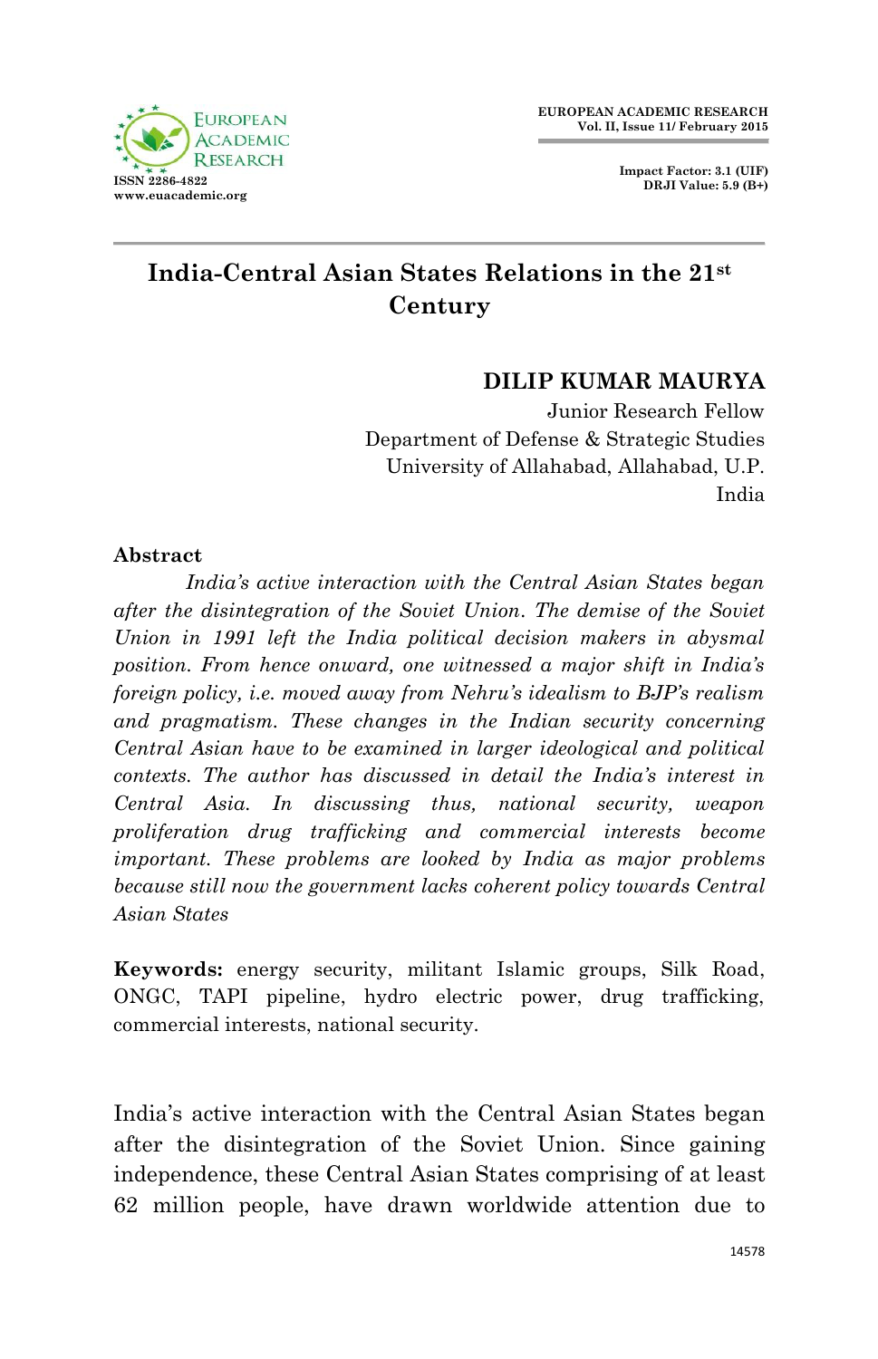# India-Central Asian States Relations in the 21st Century

**DILIP KUMAR MAURYA**
Junior Research Fellow
Department of Defense & Strategic Studies
University of Allahabad, Allahabad, U.P.
India

## Abstract

*India's active interaction with the Central Asian States began after the disintegration of the Soviet Union. The demise of the Soviet Union in 1991 left the India political decision makers in abysmal position. From hence onward, one witnessed a major shift in India's foreign policy, i.e. moved away from Nehru's idealism to BJP's realism and pragmatism. These changes in the Indian security concerning Central Asian have to be examined in larger ideological and political contexts. The author has discussed in detail the India's interest in Central Asia. In discussing thus, national security, weapon proliferation drug trafficking and commercial interests become important. These problems are looked by India as major problems because still now the government lacks coherent policy towards Central Asian States*

**Keywords:** energy security, militant Islamic groups, Silk Road, ONGC, TAPI pipeline, hydro electric power, drug trafficking, commercial interests, national security.

India's active interaction with the Central Asian States began after the disintegration of the Soviet Union. Since gaining independence, these Central Asian States comprising of at least 62 million people, have drawn worldwide attention due to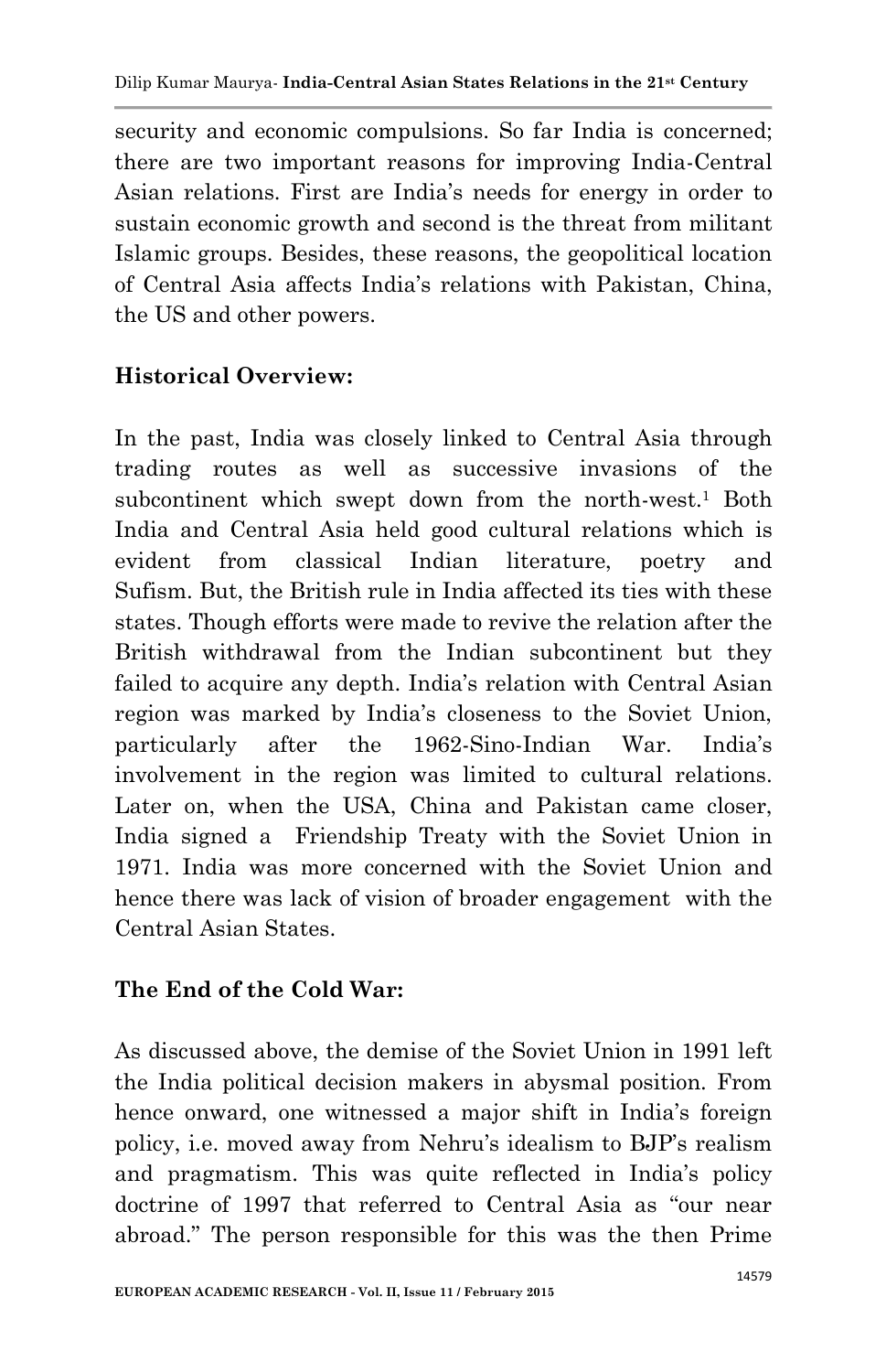security and economic compulsions. So far India is concerned; there are two important reasons for improving India-Central Asian relations. First are India's needs for energy in order to sustain economic growth and second is the threat from militant Islamic groups. Besides, these reasons, the geopolitical location of Central Asia affects India's relations with Pakistan, China, the US and other powers.

**Historical Overview:**

In the past, India was closely linked to Central Asia through trading routes as well as successive invasions of the subcontinent which swept down from the north-west.[1] Both India and Central Asia held good cultural relations which is evident from classical Indian literature, poetry and Sufism. But, the British rule in India affected its ties with these states. Though efforts were made to revive the relation after the British withdrawal from the Indian subcontinent but they failed to acquire any depth. India's relation with Central Asian region was marked by India's closeness to the Soviet Union, particularly after the 1962-Sino-Indian War. India's involvement in the region was limited to cultural relations. Later on, when the USA, China and Pakistan came closer, India signed a Friendship Treaty with the Soviet Union in 1971. India was more concerned with the Soviet Union and hence there was lack of vision of broader engagement with the Central Asian States.

**The End of the Cold War:**

As discussed above, the demise of the Soviet Union in 1991 left the India political decision makers in abysmal position. From hence onward, one witnessed a major shift in India's foreign policy, i.e. moved away from Nehru's idealism to BJP's realism and pragmatism. This was quite reflected in India's policy doctrine of 1997 that referred to Central Asia as "our near abroad." The person responsible for this was the then Prime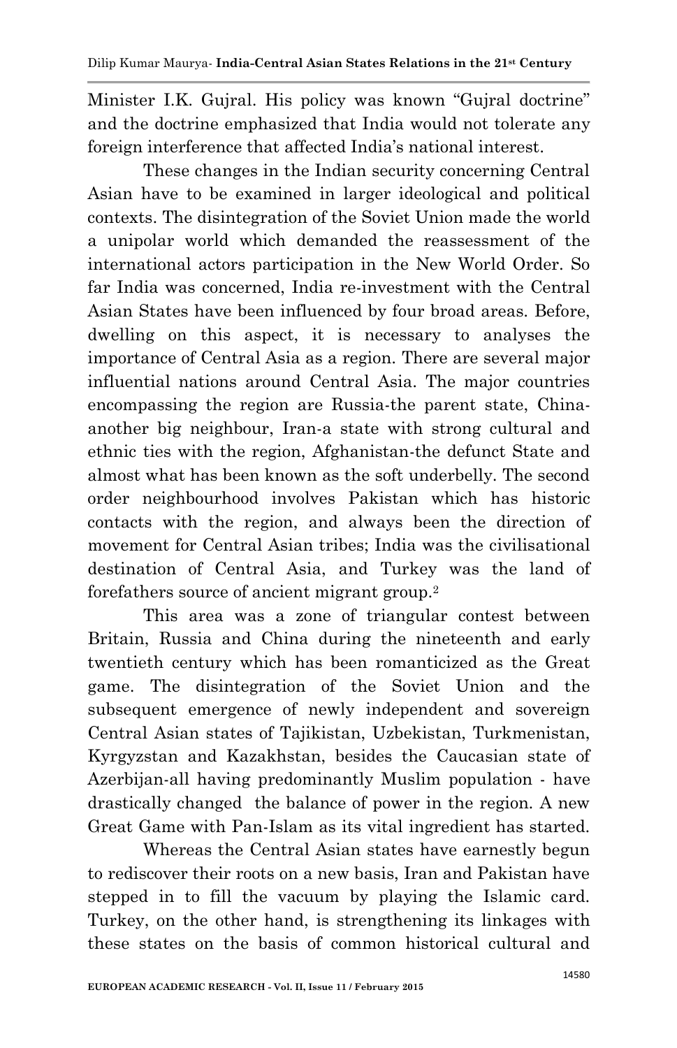Minister I.K. Gujral. His policy was known "Gujral doctrine" and the doctrine emphasized that India would not tolerate any foreign interference that affected India's national interest.

These changes in the Indian security concerning Central Asian have to be examined in larger ideological and political contexts. The disintegration of the Soviet Union made the world a unipolar world which demanded the reassessment of the international actors participation in the New World Order. So far India was concerned, India re-investment with the Central Asian States have been influenced by four broad areas. Before, dwelling on this aspect, it is necessary to analyses the importance of Central Asia as a region. There are several major influential nations around Central Asia. The major countries encompassing the region are Russia-the parent state, China-another big neighbour, Iran-a state with strong cultural and ethnic ties with the region, Afghanistan-the defunct State and almost what has been known as the soft underbelly. The second order neighbourhood involves Pakistan which has historic contacts with the region, and always been the direction of movement for Central Asian tribes; India was the civilisational destination of Central Asia, and Turkey was the land of forefathers source of ancient migrant group.[2]

This area was a zone of triangular contest between Britain, Russia and China during the nineteenth and early twentieth century which has been romanticized as the Great game. The disintegration of the Soviet Union and the subsequent emergence of newly independent and sovereign Central Asian states of Tajikistan, Uzbekistan, Turkmenistan, Kyrgyzstan and Kazakhstan, besides the Caucasian state of Azerbijan-all having predominantly Muslim population - have drastically changed the balance of power in the region. A new Great Game with Pan-Islam as its vital ingredient has started.

Whereas the Central Asian states have earnestly begun to rediscover their roots on a new basis, Iran and Pakistan have stepped in to fill the vacuum by playing the Islamic card. Turkey, on the other hand, is strengthening its linkages with these states on the basis of common historical cultural and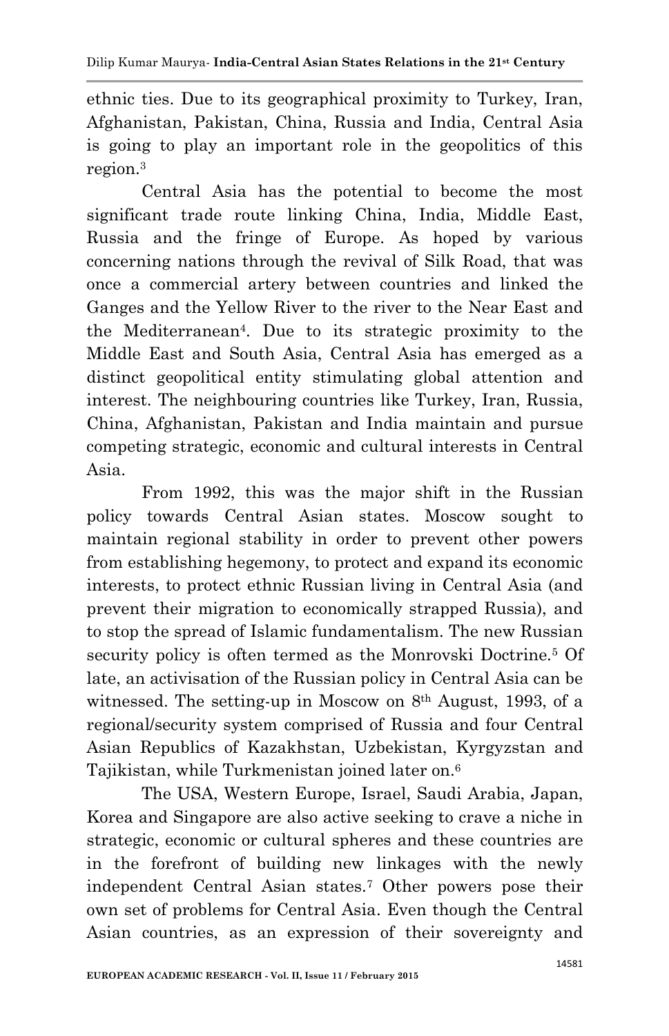ethnic ties. Due to its geographical proximity to Turkey, Iran, Afghanistan, Pakistan, China, Russia and India, Central Asia is going to play an important role in the geopolitics of this region.[3]

Central Asia has the potential to become the most significant trade route linking China, India, Middle East, Russia and the fringe of Europe. As hoped by various concerning nations through the revival of Silk Road, that was once a commercial artery between countries and linked the Ganges and the Yellow River to the river to the Near East and the Mediterranean[4]. Due to its strategic proximity to the Middle East and South Asia, Central Asia has emerged as a distinct geopolitical entity stimulating global attention and interest. The neighbouring countries like Turkey, Iran, Russia, China, Afghanistan, Pakistan and India maintain and pursue competing strategic, economic and cultural interests in Central Asia.

From 1992, this was the major shift in the Russian policy towards Central Asian states. Moscow sought to maintain regional stability in order to prevent other powers from establishing hegemony, to protect and expand its economic interests, to protect ethnic Russian living in Central Asia (and prevent their migration to economically strapped Russia), and to stop the spread of Islamic fundamentalism. The new Russian security policy is often termed as the Monrovski Doctrine.[5] Of late, an activisation of the Russian policy in Central Asia can be witnessed. The setting-up in Moscow on 8th August, 1993, of a regional/security system comprised of Russia and four Central Asian Republics of Kazakhstan, Uzbekistan, Kyrgyzstan and Tajikistan, while Turkmenistan joined later on.[6]

The USA, Western Europe, Israel, Saudi Arabia, Japan, Korea and Singapore are also active seeking to crave a niche in strategic, economic or cultural spheres and these countries are in the forefront of building new linkages with the newly independent Central Asian states.[7] Other powers pose their own set of problems for Central Asia. Even though the Central Asian countries, as an expression of their sovereignty and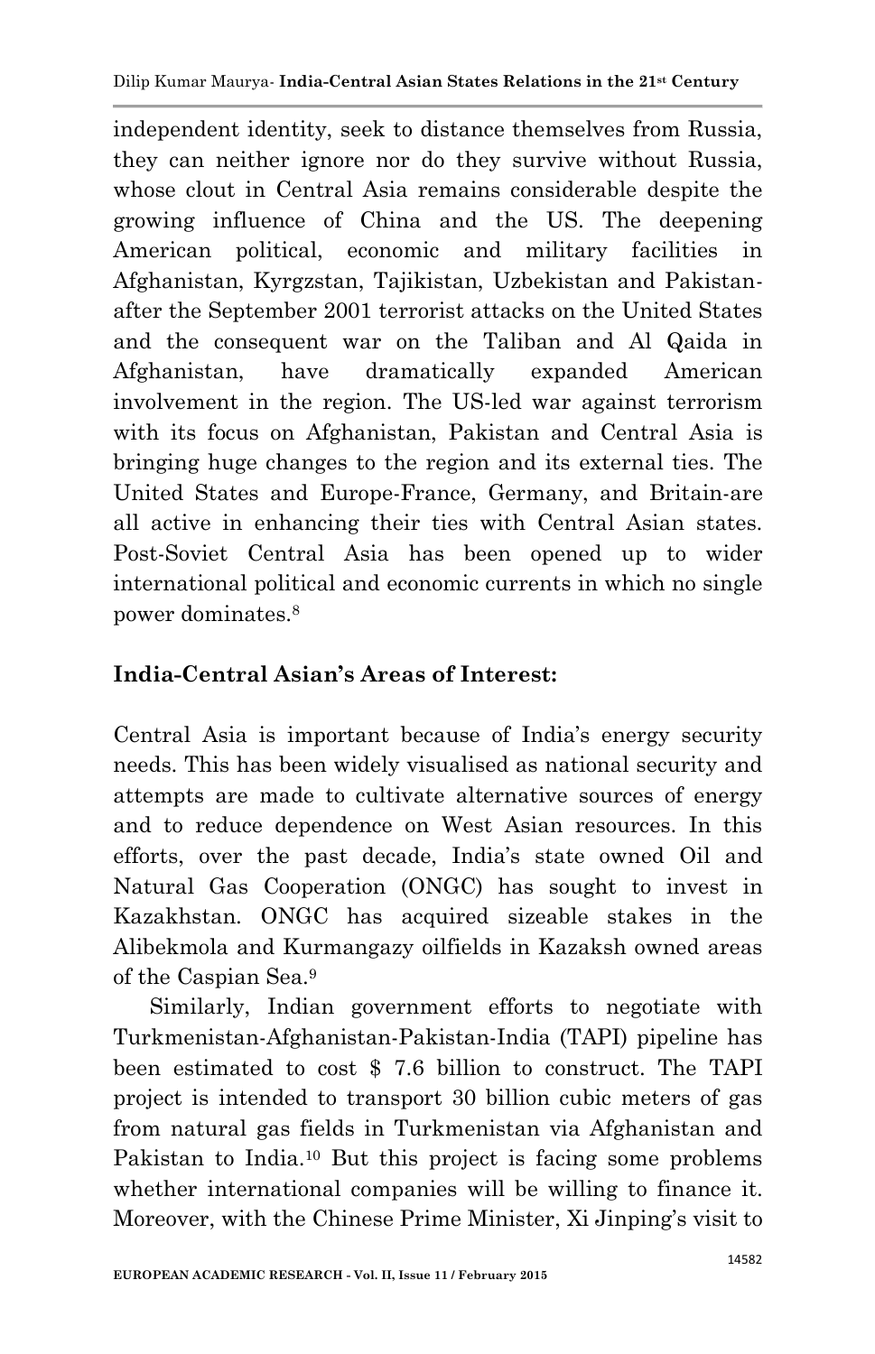independent identity, seek to distance themselves from Russia, they can neither ignore nor do they survive without Russia, whose clout in Central Asia remains considerable despite the growing influence of China and the US. The deepening American political, economic and military facilities in Afghanistan, Kyrgzstan, Tajikistan, Uzbekistan and Pakistan-after the September 2001 terrorist attacks on the United States and the consequent war on the Taliban and Al Qaida in Afghanistan, have dramatically expanded American involvement in the region. The US-led war against terrorism with its focus on Afghanistan, Pakistan and Central Asia is bringing huge changes to the region and its external ties. The United States and Europe-France, Germany, and Britain-are all active in enhancing their ties with Central Asian states. Post-Soviet Central Asia has been opened up to wider international political and economic currents in which no single power dominates.[8]

**India-Central Asian's Areas of Interest:**

Central Asia is important because of India's energy security needs. This has been widely visualised as national security and attempts are made to cultivate alternative sources of energy and to reduce dependence on West Asian resources. In this efforts, over the past decade, India's state owned Oil and Natural Gas Cooperation (ONGC) has sought to invest in Kazakhstan. ONGC has acquired sizeable stakes in the Alibekmola and Kurmangazy oilfields in Kazaksh owned areas of the Caspian Sea.[9]

Similarly, Indian government efforts to negotiate with Turkmenistan-Afghanistan-Pakistan-India (TAPI) pipeline has been estimated to cost $ 7.6 billion to construct. The TAPI project is intended to transport 30 billion cubic meters of gas from natural gas fields in Turkmenistan via Afghanistan and Pakistan to India.[10] But this project is facing some problems whether international companies will be willing to finance it. Moreover, with the Chinese Prime Minister, Xi Jinping's visit to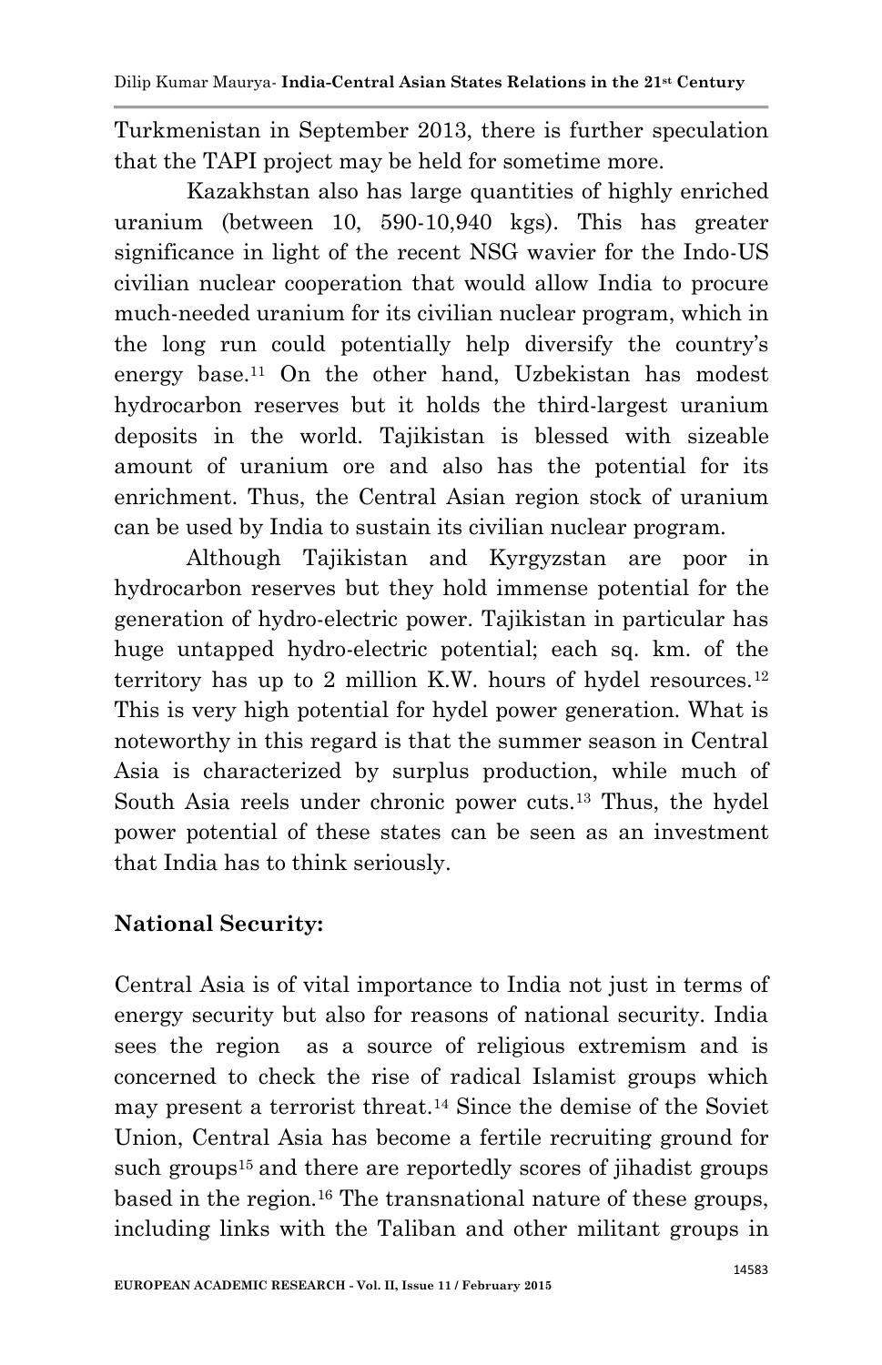Turkmenistan in September 2013, there is further speculation that the TAPI project may be held for sometime more.

Kazakhstan also has large quantities of highly enriched uranium (between 10, 590-10,940 kgs). This has greater significance in light of the recent NSG wavier for the Indo-US civilian nuclear cooperation that would allow India to procure much-needed uranium for its civilian nuclear program, which in the long run could potentially help diversify the country's energy base.[11] On the other hand, Uzbekistan has modest hydrocarbon reserves but it holds the third-largest uranium deposits in the world. Tajikistan is blessed with sizeable amount of uranium ore and also has the potential for its enrichment. Thus, the Central Asian region stock of uranium can be used by India to sustain its civilian nuclear program.

Although Tajikistan and Kyrgyzstan are poor in hydrocarbon reserves but they hold immense potential for the generation of hydro-electric power. Tajikistan in particular has huge untapped hydro-electric potential; each sq. km. of the territory has up to 2 million K.W. hours of hydel resources.[12] This is very high potential for hydel power generation. What is noteworthy in this regard is that the summer season in Central Asia is characterized by surplus production, while much of South Asia reels under chronic power cuts.[13] Thus, the hydel power potential of these states can be seen as an investment that India has to think seriously.

**National Security:**

Central Asia is of vital importance to India not just in terms of energy security but also for reasons of national security. India sees the region as a source of religious extremism and is concerned to check the rise of radical Islamist groups which may present a terrorist threat.[14] Since the demise of the Soviet Union, Central Asia has become a fertile recruiting ground for such groups[15] and there are reportedly scores of jihadist groups based in the region.[16] The transnational nature of these groups, including links with the Taliban and other militant groups in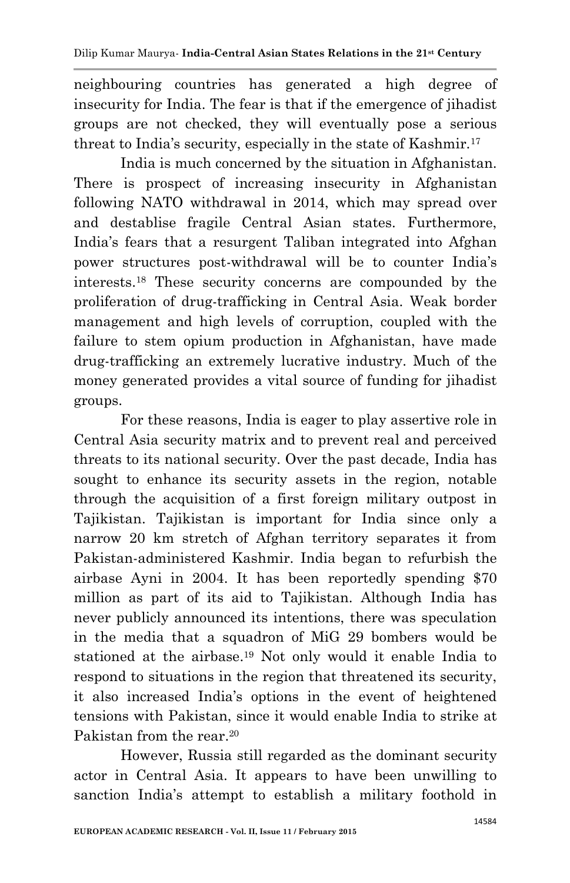neighbouring countries has generated a high degree of insecurity for India. The fear is that if the emergence of jihadist groups are not checked, they will eventually pose a serious threat to India's security, especially in the state of Kashmir.[17]

India is much concerned by the situation in Afghanistan. There is prospect of increasing insecurity in Afghanistan following NATO withdrawal in 2014, which may spread over and destablise fragile Central Asian states. Furthermore, India's fears that a resurgent Taliban integrated into Afghan power structures post-withdrawal will be to counter India's interests.[18] These security concerns are compounded by the proliferation of drug-trafficking in Central Asia. Weak border management and high levels of corruption, coupled with the failure to stem opium production in Afghanistan, have made drug-trafficking an extremely lucrative industry. Much of the money generated provides a vital source of funding for jihadist groups.

For these reasons, India is eager to play assertive role in Central Asia security matrix and to prevent real and perceived threats to its national security. Over the past decade, India has sought to enhance its security assets in the region, notable through the acquisition of a first foreign military outpost in Tajikistan. Tajikistan is important for India since only a narrow 20 km stretch of Afghan territory separates it from Pakistan-administered Kashmir. India began to refurbish the airbase Ayni in 2004. It has been reportedly spending $70 million as part of its aid to Tajikistan. Although India has never publicly announced its intentions, there was speculation in the media that a squadron of MiG 29 bombers would be stationed at the airbase.[19] Not only would it enable India to respond to situations in the region that threatened its security, it also increased India's options in the event of heightened tensions with Pakistan, since it would enable India to strike at Pakistan from the rear.[20]

However, Russia still regarded as the dominant security actor in Central Asia. It appears to have been unwilling to sanction India's attempt to establish a military foothold in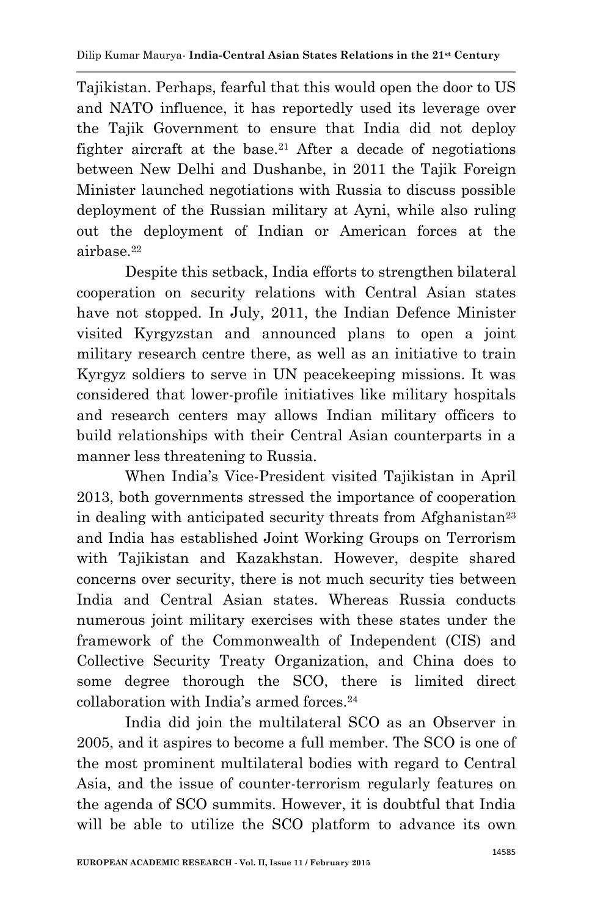Tajikistan. Perhaps, fearful that this would open the door to US and NATO influence, it has reportedly used its leverage over the Tajik Government to ensure that India did not deploy fighter aircraft at the base.[21] After a decade of negotiations between New Delhi and Dushanbe, in 2011 the Tajik Foreign Minister launched negotiations with Russia to discuss possible deployment of the Russian military at Ayni, while also ruling out the deployment of Indian or American forces at the airbase.[22]

Despite this setback, India efforts to strengthen bilateral cooperation on security relations with Central Asian states have not stopped. In July, 2011, the Indian Defence Minister visited Kyrgyzstan and announced plans to open a joint military research centre there, as well as an initiative to train Kyrgyz soldiers to serve in UN peacekeeping missions. It was considered that lower-profile initiatives like military hospitals and research centers may allows Indian military officers to build relationships with their Central Asian counterparts in a manner less threatening to Russia.

When India's Vice-President visited Tajikistan in April 2013, both governments stressed the importance of cooperation in dealing with anticipated security threats from Afghanistan[23] and India has established Joint Working Groups on Terrorism with Tajikistan and Kazakhstan. However, despite shared concerns over security, there is not much security ties between India and Central Asian states. Whereas Russia conducts numerous joint military exercises with these states under the framework of the Commonwealth of Independent (CIS) and Collective Security Treaty Organization, and China does to some degree thorough the SCO, there is limited direct collaboration with India's armed forces.[24]

India did join the multilateral SCO as an Observer in 2005, and it aspires to become a full member. The SCO is one of the most prominent multilateral bodies with regard to Central Asia, and the issue of counter-terrorism regularly features on the agenda of SCO summits. However, it is doubtful that India will be able to utilize the SCO platform to advance its own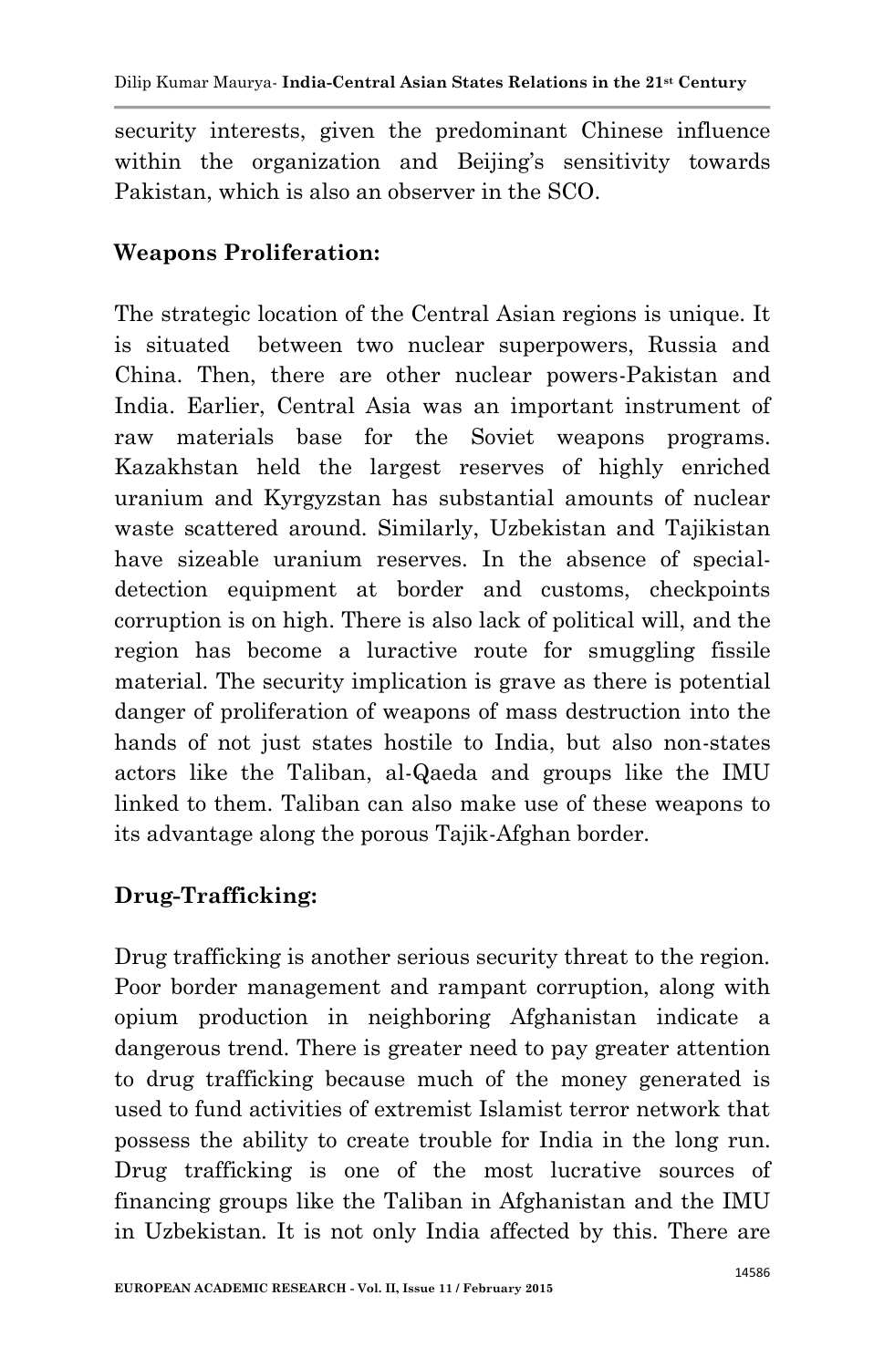security interests, given the predominant Chinese influence within the organization and Beijing's sensitivity towards Pakistan, which is also an observer in the SCO.

### Weapons Proliferation:

The strategic location of the Central Asian regions is unique. It is situated between two nuclear superpowers, Russia and China. Then, there are other nuclear powers-Pakistan and India. Earlier, Central Asia was an important instrument of raw materials base for the Soviet weapons programs. Kazakhstan held the largest reserves of highly enriched uranium and Kyrgyzstan has substantial amounts of nuclear waste scattered around. Similarly, Uzbekistan and Tajikistan have sizeable uranium reserves. In the absence of special-detection equipment at border and customs, checkpoints corruption is on high. There is also lack of political will, and the region has become a luractive route for smuggling fissile material. The security implication is grave as there is potential danger of proliferation of weapons of mass destruction into the hands of not just states hostile to India, but also non-states actors like the Taliban, al-Qaeda and groups like the IMU linked to them. Taliban can also make use of these weapons to its advantage along the porous Tajik-Afghan border.

### Drug-Trafficking:

Drug trafficking is another serious security threat to the region. Poor border management and rampant corruption, along with opium production in neighboring Afghanistan indicate a dangerous trend. There is greater need to pay greater attention to drug trafficking because much of the money generated is used to fund activities of extremist Islamist terror network that possess the ability to create trouble for India in the long run. Drug trafficking is one of the most lucrative sources of financing groups like the Taliban in Afghanistan and the IMU in Uzbekistan. It is not only India affected by this. There are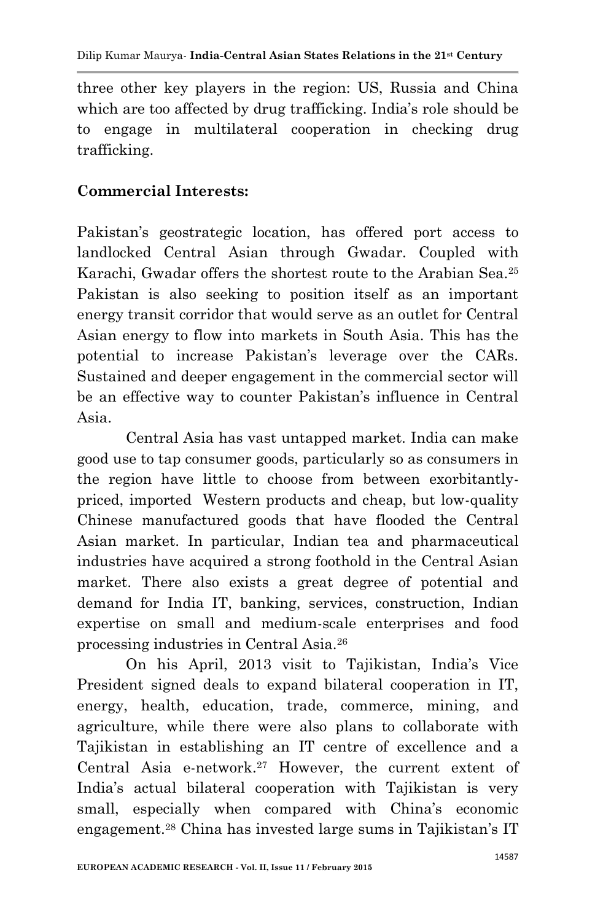three other key players in the region: US, Russia and China which are too affected by drug trafficking. India's role should be to engage in multilateral cooperation in checking drug trafficking.

**Commercial Interests:**

Pakistan's geostrategic location, has offered port access to landlocked Central Asian through Gwadar. Coupled with Karachi, Gwadar offers the shortest route to the Arabian Sea.[25] Pakistan is also seeking to position itself as an important energy transit corridor that would serve as an outlet for Central Asian energy to flow into markets in South Asia. This has the potential to increase Pakistan's leverage over the CARs. Sustained and deeper engagement in the commercial sector will be an effective way to counter Pakistan's influence in Central Asia.

Central Asia has vast untapped market. India can make good use to tap consumer goods, particularly so as consumers in the region have little to choose from between exorbitantly-priced, imported Western products and cheap, but low-quality Chinese manufactured goods that have flooded the Central Asian market. In particular, Indian tea and pharmaceutical industries have acquired a strong foothold in the Central Asian market. There also exists a great degree of potential and demand for India IT, banking, services, construction, Indian expertise on small and medium-scale enterprises and food processing industries in Central Asia.[26]

On his April, 2013 visit to Tajikistan, India's Vice President signed deals to expand bilateral cooperation in IT, energy, health, education, trade, commerce, mining, and agriculture, while there were also plans to collaborate with Tajikistan in establishing an IT centre of excellence and a Central Asia e-network.[27] However, the current extent of India's actual bilateral cooperation with Tajikistan is very small, especially when compared with China's economic engagement.[28] China has invested large sums in Tajikistan's IT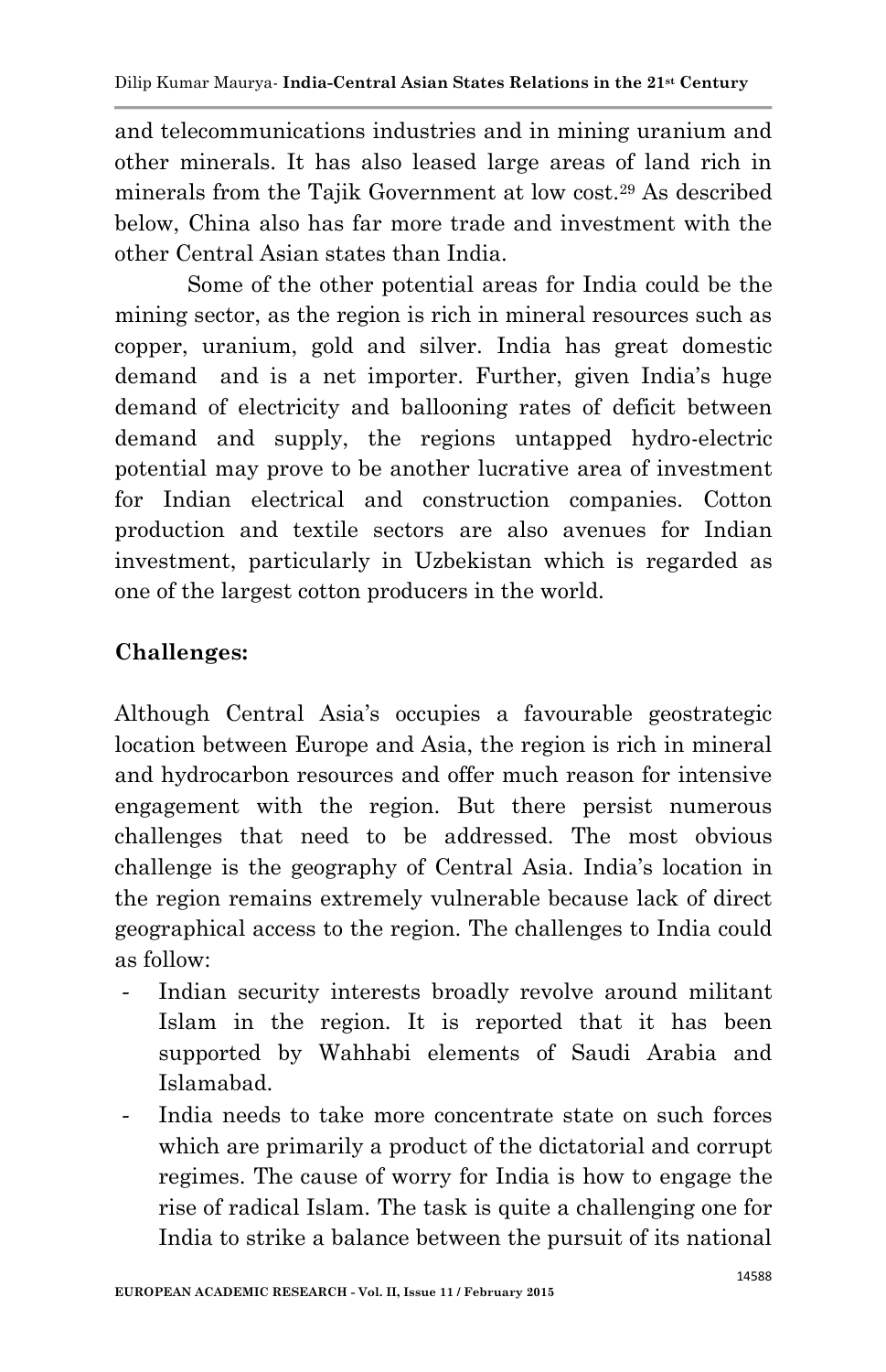and telecommunications industries and in mining uranium and other minerals. It has also leased large areas of land rich in minerals from the Tajik Government at low cost.[29] As described below, China also has far more trade and investment with the other Central Asian states than India.

Some of the other potential areas for India could be the mining sector, as the region is rich in mineral resources such as copper, uranium, gold and silver. India has great domestic demand and is a net importer. Further, given India's huge demand of electricity and ballooning rates of deficit between demand and supply, the regions untapped hydro-electric potential may prove to be another lucrative area of investment for Indian electrical and construction companies. Cotton production and textile sectors are also avenues for Indian investment, particularly in Uzbekistan which is regarded as one of the largest cotton producers in the world.

**Challenges:**

Although Central Asia's occupies a favourable geostrategic location between Europe and Asia, the region is rich in mineral and hydrocarbon resources and offer much reason for intensive engagement with the region. But there persist numerous challenges that need to be addressed. The most obvious challenge is the geography of Central Asia. India's location in the region remains extremely vulnerable because lack of direct geographical access to the region. The challenges to India could as follow:

- Indian security interests broadly revolve around militant Islam in the region. It is reported that it has been supported by Wahhabi elements of Saudi Arabia and Islamabad.
- India needs to take more concentrate state on such forces which are primarily a product of the dictatorial and corrupt regimes. The cause of worry for India is how to engage the rise of radical Islam. The task is quite a challenging one for India to strike a balance between the pursuit of its national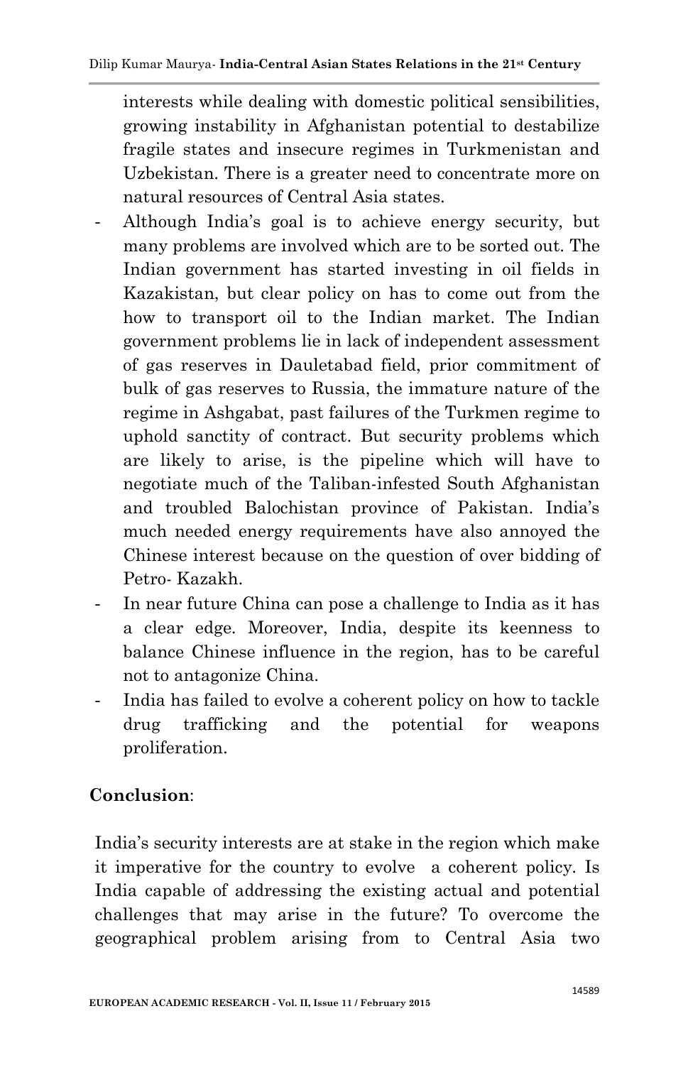interests while dealing with domestic political sensibilities, growing instability in Afghanistan potential to destabilize fragile states and insecure regimes in Turkmenistan and Uzbekistan. There is a greater need to concentrate more on natural resources of Central Asia states.

- Although India's goal is to achieve energy security, but many problems are involved which are to be sorted out. The Indian government has started investing in oil fields in Kazakistan, but clear policy on has to come out from the how to transport oil to the Indian market. The Indian government problems lie in lack of independent assessment of gas reserves in Dauletabad field, prior commitment of bulk of gas reserves to Russia, the immature nature of the regime in Ashgabat, past failures of the Turkmen regime to uphold sanctity of contract. But security problems which are likely to arise, is the pipeline which will have to negotiate much of the Taliban-infested South Afghanistan and troubled Balochistan province of Pakistan. India's much needed energy requirements have also annoyed the Chinese interest because on the question of over bidding of Petro- Kazakh.
- In near future China can pose a challenge to India as it has a clear edge. Moreover, India, despite its keenness to balance Chinese influence in the region, has to be careful not to antagonize China.
- India has failed to evolve a coherent policy on how to tackle drug trafficking and the potential for weapons proliferation.

**Conclusion**:

India's security interests are at stake in the region which make it imperative for the country to evolve a coherent policy. Is India capable of addressing the existing actual and potential challenges that may arise in the future? To overcome the geographical problem arising from to Central Asia two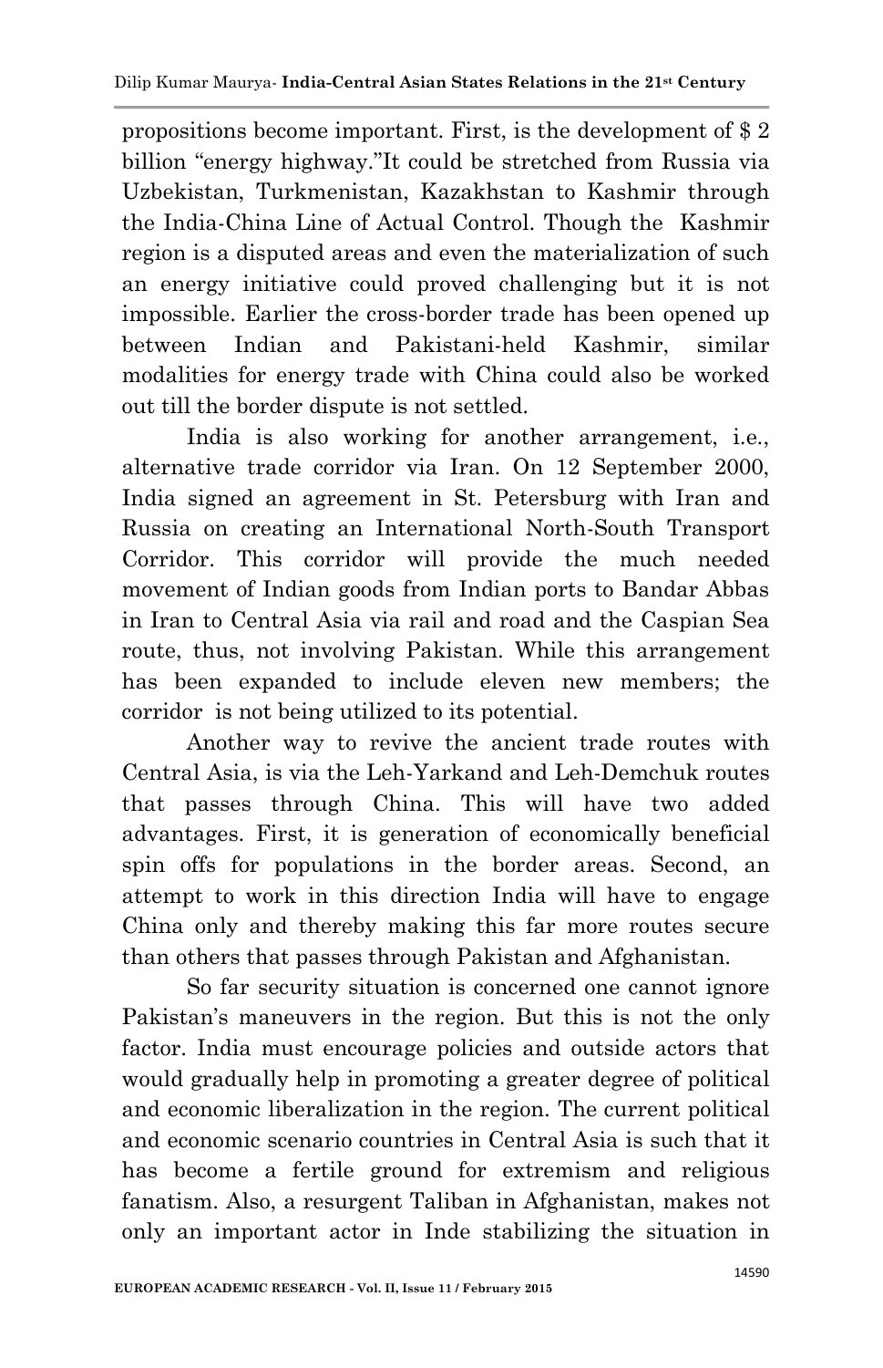propositions become important. First, is the development of $ 2 billion "energy highway."It could be stretched from Russia via Uzbekistan, Turkmenistan, Kazakhstan to Kashmir through the India-China Line of Actual Control. Though the Kashmir region is a disputed areas and even the materialization of such an energy initiative could proved challenging but it is not impossible. Earlier the cross-border trade has been opened up between Indian and Pakistani-held Kashmir, similar modalities for energy trade with China could also be worked out till the border dispute is not settled.

India is also working for another arrangement, i.e., alternative trade corridor via Iran. On 12 September 2000, India signed an agreement in St. Petersburg with Iran and Russia on creating an International North-South Transport Corridor. This corridor will provide the much needed movement of Indian goods from Indian ports to Bandar Abbas in Iran to Central Asia via rail and road and the Caspian Sea route, thus, not involving Pakistan. While this arrangement has been expanded to include eleven new members; the corridor is not being utilized to its potential.

Another way to revive the ancient trade routes with Central Asia, is via the Leh-Yarkand and Leh-Demchuk routes that passes through China. This will have two added advantages. First, it is generation of economically beneficial spin offs for populations in the border areas. Second, an attempt to work in this direction India will have to engage China only and thereby making this far more routes secure than others that passes through Pakistan and Afghanistan.

So far security situation is concerned one cannot ignore Pakistan's maneuvers in the region. But this is not the only factor. India must encourage policies and outside actors that would gradually help in promoting a greater degree of political and economic liberalization in the region. The current political and economic scenario countries in Central Asia is such that it has become a fertile ground for extremism and religious fanaticism. Also, a resurgent Taliban in Afghanistan, makes not only an important actor in Inde stabilizing the situation in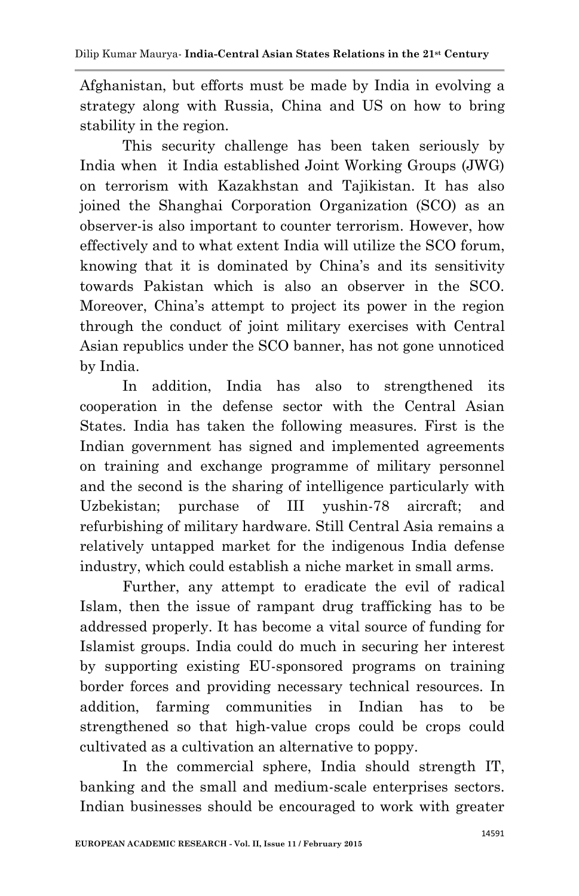Afghanistan, but efforts must be made by India in evolving a strategy along with Russia, China and US on how to bring stability in the region.

This security challenge has been taken seriously by India when it India established Joint Working Groups (JWG) on terrorism with Kazakhstan and Tajikistan. It has also joined the Shanghai Corporation Organization (SCO) as an observer-is also important to counter terrorism. However, how effectively and to what extent India will utilize the SCO forum, knowing that it is dominated by China's and its sensitivity towards Pakistan which is also an observer in the SCO. Moreover, China's attempt to project its power in the region through the conduct of joint military exercises with Central Asian republics under the SCO banner, has not gone unnoticed by India.

In addition, India has also to strengthened its cooperation in the defense sector with the Central Asian States. India has taken the following measures. First is the Indian government has signed and implemented agreements on training and exchange programme of military personnel and the second is the sharing of intelligence particularly with Uzbekistan; purchase of III yushin-78 aircraft; and refurbishing of military hardware. Still Central Asia remains a relatively untapped market for the indigenous India defense industry, which could establish a niche market in small arms.

Further, any attempt to eradicate the evil of radical Islam, then the issue of rampant drug trafficking has to be addressed properly. It has become a vital source of funding for Islamist groups. India could do much in securing her interest by supporting existing EU-sponsored programs on training border forces and providing necessary technical resources. In addition, farming communities in Indian has to be strengthened so that high-value crops could be crops could cultivated as a cultivation an alternative to poppy.

In the commercial sphere, India should strength IT, banking and the small and medium-scale enterprises sectors. Indian businesses should be encouraged to work with greater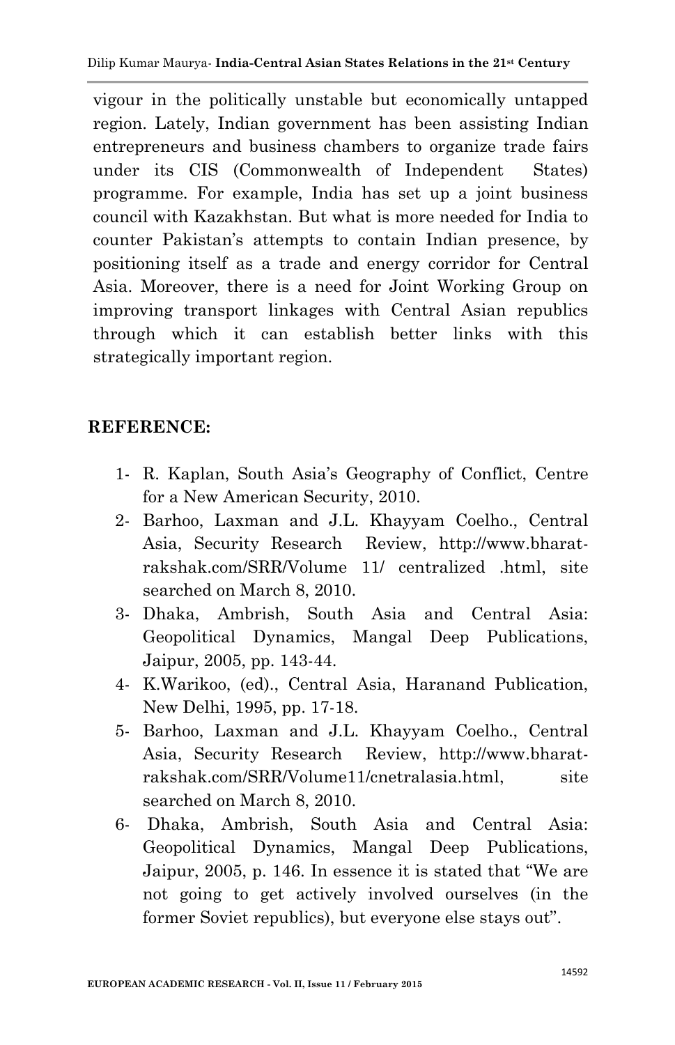vigour in the politically unstable but economically untapped region. Lately, Indian government has been assisting Indian entrepreneurs and business chambers to organize trade fairs under its CIS (Commonwealth of Independent States) programme. For example, India has set up a joint business council with Kazakhstan. But what is more needed for India to counter Pakistan's attempts to contain Indian presence, by positioning itself as a trade and energy corridor for Central Asia. Moreover, there is a need for Joint Working Group on improving transport linkages with Central Asian republics through which it can establish better links with this strategically important region.

**REFERENCE:**

1- R. Kaplan, South Asia's Geography of Conflict, Centre for a New American Security, 2010.

2- Barhoo, Laxman and J.L. Khayyam Coelho., Central Asia, Security Research Review, http://www.bharat-rakshak.com/SRR/Volume 11/ centralized .html, site searched on March 8, 2010.

3- Dhaka, Ambrish, South Asia and Central Asia: Geopolitical Dynamics, Mangal Deep Publications, Jaipur, 2005, pp. 143-44.

4- K.Warikoo, (ed)., Central Asia, Haranand Publication, New Delhi, 1995, pp. 17-18.

5- Barhoo, Laxman and J.L. Khayyam Coelho., Central Asia, Security Research Review, http://www.bharat-rakshak.com/SRR/Volume11/cnetralasia.html, site searched on March 8, 2010.

6- Dhaka, Ambrish, South Asia and Central Asia: Geopolitical Dynamics, Mangal Deep Publications, Jaipur, 2005, p. 146. In essence it is stated that "We are not going to get actively involved ourselves (in the former Soviet republics), but everyone else stays out".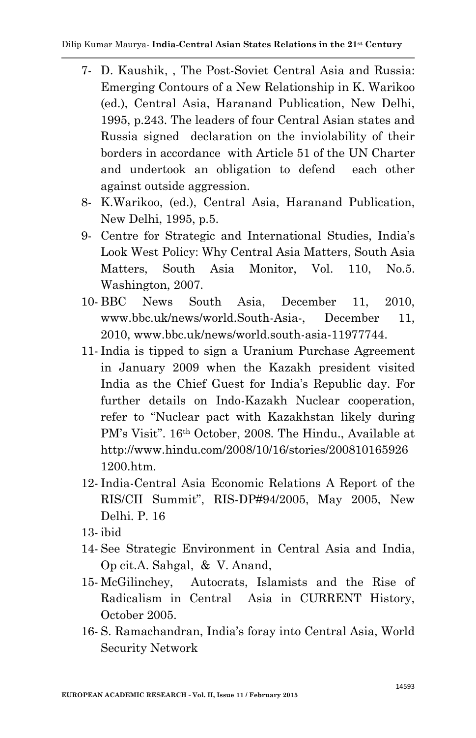7- D. Kaushik, , The Post-Soviet Central Asia and Russia: Emerging Contours of a New Relationship in K. Warikoo (ed.), Central Asia, Haranand Publication, New Delhi, 1995, p.243. The leaders of four Central Asian states and Russia signed declaration on the inviolability of their borders in accordance with Article 51 of the UN Charter and undertook an obligation to defend each other against outside aggression.

8- K.Warikoo, (ed.), Central Asia, Haranand Publication, New Delhi, 1995, p.5.

9- Centre for Strategic and International Studies, India's Look West Policy: Why Central Asia Matters, South Asia Matters, South Asia Monitor, Vol. 110, No.5. Washington, 2007.

10- BBC News South Asia, December 11, 2010, www.bbc.uk/news/world.South-Asia-, December 11, 2010, www.bbc.uk/news/world.south-asia-11977744.

11- India is tipped to sign a Uranium Purchase Agreement in January 2009 when the Kazakh president visited India as the Chief Guest for India's Republic day. For further details on Indo-Kazakh Nuclear cooperation, refer to "Nuclear pact with Kazakhstan likely during PM's Visit". 16th October, 2008. The Hindu., Available at http://www.hindu.com/2008/10/16/stories/2008101659261200.htm.

12- India-Central Asia Economic Relations A Report of the RIS/CII Summit", RIS-DP#94/2005, May 2005, New Delhi. P. 16

13- ibid

14- See Strategic Environment in Central Asia and India, Op cit.A. Sahgal, & V. Anand,

15- McGilinchey, Autocrats, Islamists and the Rise of Radicalism in Central Asia in CURRENT History, October 2005.

16- S. Ramachandran, India's foray into Central Asia, World Security Network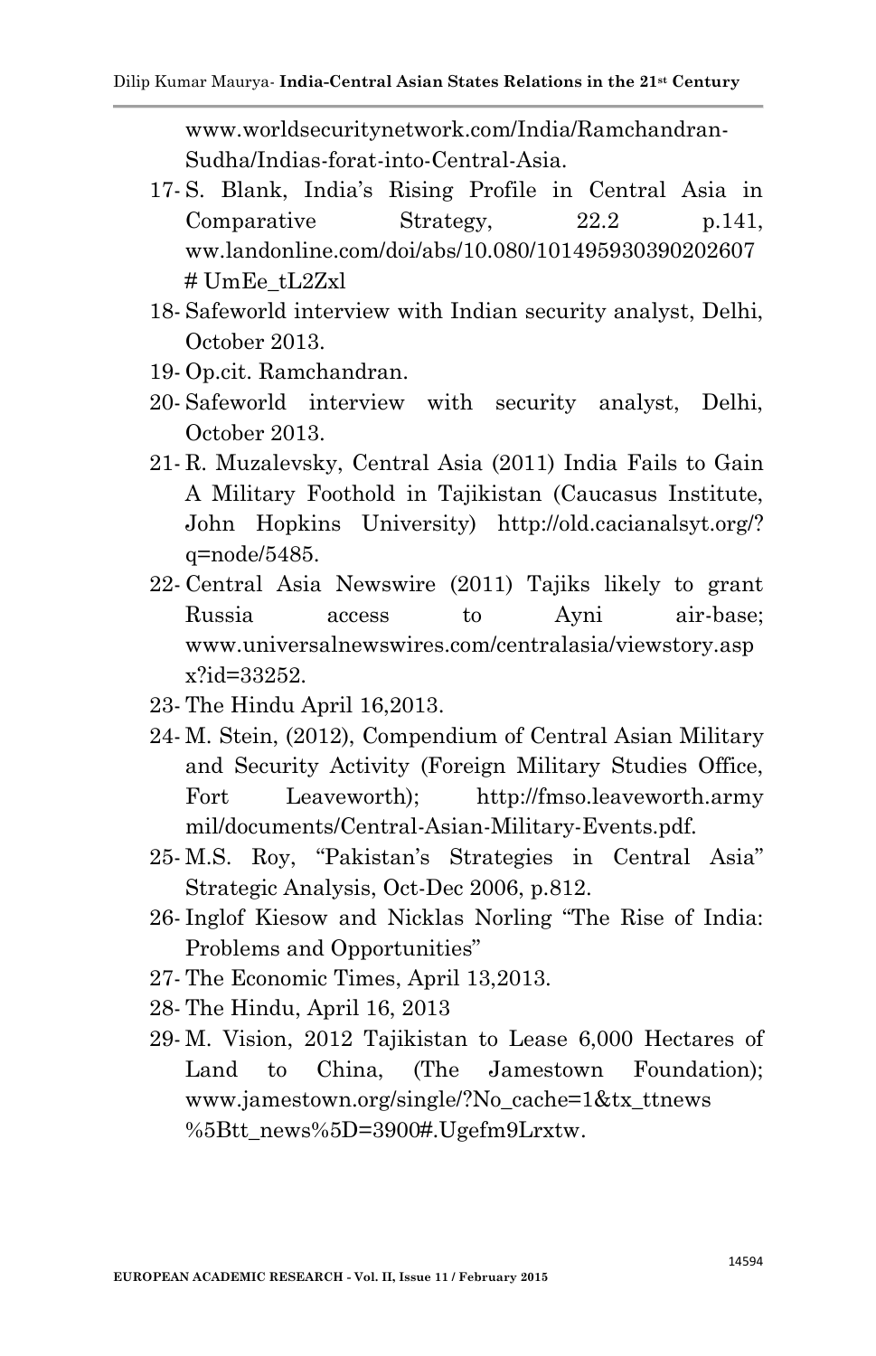www.worldsecuritynetwork.com/India/Ramchandran-Sudha/Indias-forat-into-Central-Asia.

17- S. Blank, India's Rising Profile in Central Asia in Comparative Strategy, 22.2 p.141, ww.landonline.com/doi/abs/10.080/101495930390202607 # UmEe_tL2Zxl
18- Safeworld interview with Indian security analyst, Delhi, October 2013.
19- Op.cit. Ramchandran.
20- Safeworld interview with security analyst, Delhi, October 2013.
21- R. Muzalevsky, Central Asia (2011) India Fails to Gain A Military Foothold in Tajikistan (Caucasus Institute, John Hopkins University) http://old.cacianalsyt.org/?q=node/5485.
22- Central Asia Newswire (2011) Tajiks likely to grant Russia access to Ayni air-base; www.universalnewswires.com/centralasia/viewstory.aspx?id=33252.
23- The Hindu April 16,2013.
24- M. Stein, (2012), Compendium of Central Asian Military and Security Activity (Foreign Military Studies Office, Fort Leaveworth); http://fmso.leaveworth.army mil/documents/Central-Asian-Military-Events.pdf.
25- M.S. Roy, "Pakistan's Strategies in Central Asia" Strategic Analysis, Oct-Dec 2006, p.812.
26- Inglof Kiesow and Nicklas Norling "The Rise of India: Problems and Opportunities"
27- The Economic Times, April 13,2013.
28- The Hindu, April 16, 2013
29- M. Vision, 2012 Tajikistan to Lease 6,000 Hectares of Land to China, (The Jamestown Foundation); www.jamestown.org/single/?No_cache=1&tx_ttnews %5Btt_news%5D=3900#.Ugefm9Lrxtw.